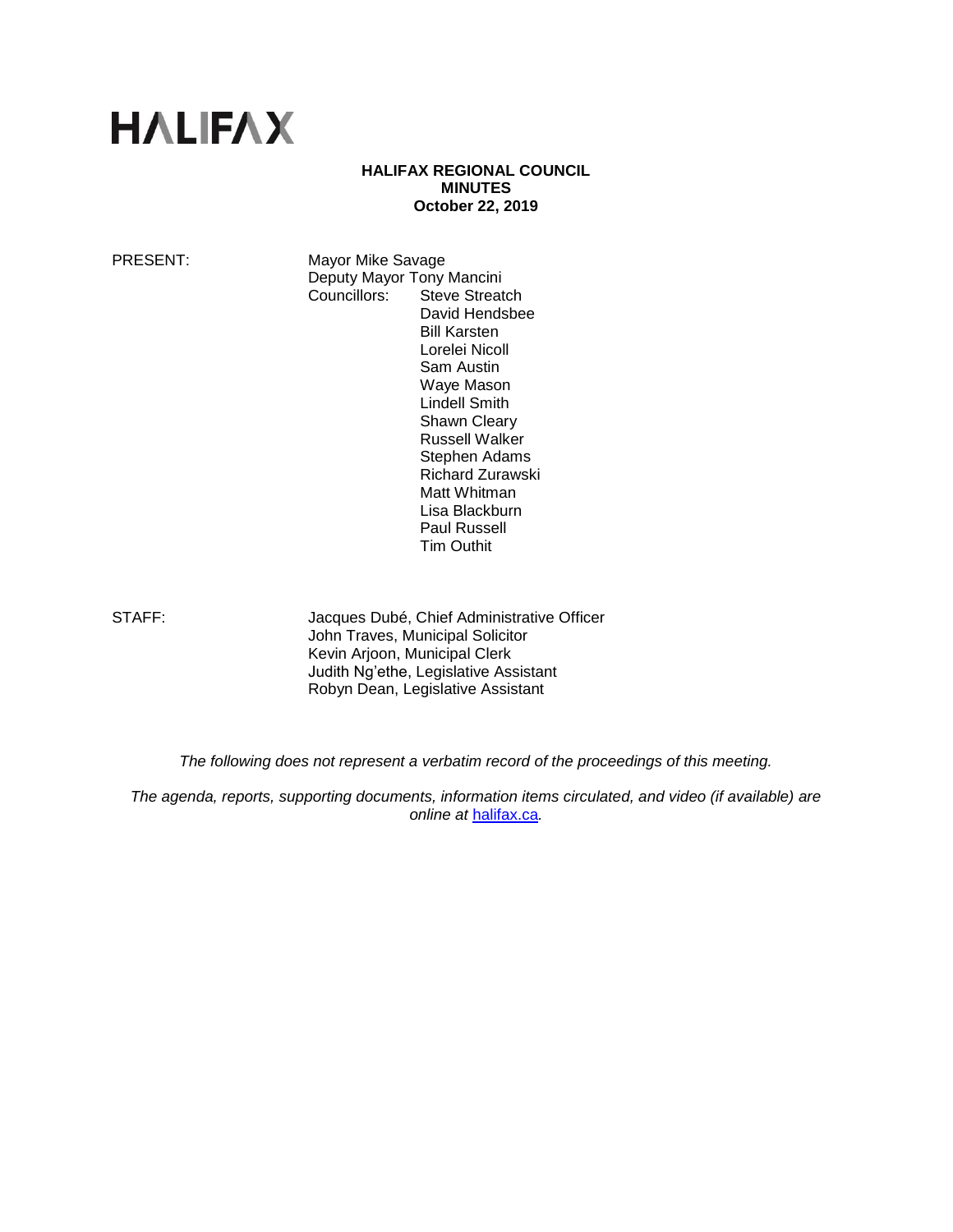# HALIFAX

**HALIFAX REGIONAL COUNCIL**
**MINUTES**
**October 22, 2019**

PRESENT: Mayor Mike Savage
Deputy Mayor Tony Mancini
Councillors: Steve Streatch
David Hendsbee
Bill Karsten
Lorelei Nicoll
Sam Austin
Waye Mason
Lindell Smith
Shawn Cleary
Russell Walker
Stephen Adams
Richard Zurawski
Matt Whitman
Lisa Blackburn
Paul Russell
Tim Outhit

STAFF: Jacques Dubé, Chief Administrative Officer
John Traves, Municipal Solicitor
Kevin Arjoon, Municipal Clerk
Judith Ng'ethe, Legislative Assistant
Robyn Dean, Legislative Assistant

*The following does not represent a verbatim record of the proceedings of this meeting.*

*The agenda, reports, supporting documents, information items circulated, and video (if available) are online at halifax.ca.*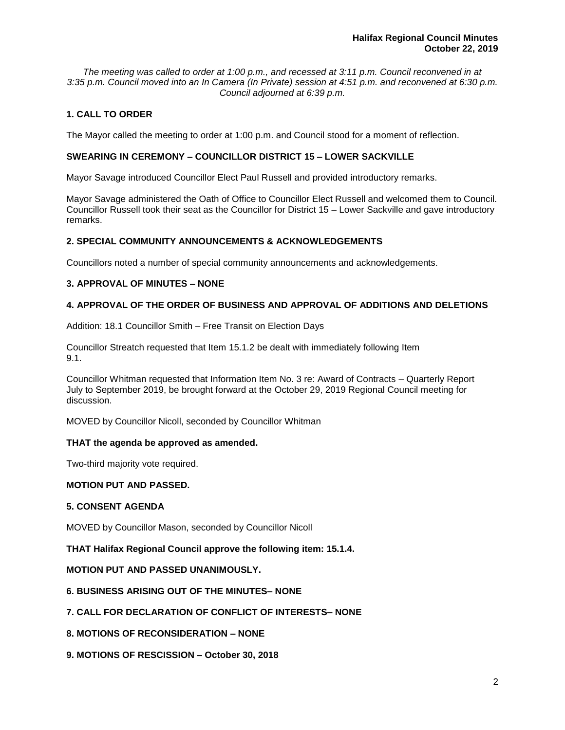*The meeting was called to order at 1:00 p.m., and recessed at 3:11 p.m. Council reconvened in at 3:35 p.m. Council moved into an In Camera (In Private) session at 4:51 p.m. and reconvened at 6:30 p.m. Council adjourned at 6:39 p.m.*

## 1. CALL TO ORDER

The Mayor called the meeting to order at 1:00 p.m. and Council stood for a moment of reflection.

## SWEARING IN CEREMONY – COUNCILLOR DISTRICT 15 – LOWER SACKVILLE

Mayor Savage introduced Councillor Elect Paul Russell and provided introductory remarks.

Mayor Savage administered the Oath of Office to Councillor Elect Russell and welcomed them to Council. Councillor Russell took their seat as the Councillor for District 15 – Lower Sackville and gave introductory remarks.

## 2. SPECIAL COMMUNITY ANNOUNCEMENTS & ACKNOWLEDGEMENTS

Councillors noted a number of special community announcements and acknowledgements.

## 3. APPROVAL OF MINUTES – NONE

## 4. APPROVAL OF THE ORDER OF BUSINESS AND APPROVAL OF ADDITIONS AND DELETIONS

Addition: 18.1 Councillor Smith – Free Transit on Election Days

Councillor Streatch requested that Item 15.1.2 be dealt with immediately following Item 9.1.

Councillor Whitman requested that Information Item No. 3 re: Award of Contracts – Quarterly Report July to September 2019, be brought forward at the October 29, 2019 Regional Council meeting for discussion.

MOVED by Councillor Nicoll, seconded by Councillor Whitman

**THAT the agenda be approved as amended.**

Two-third majority vote required.

**MOTION PUT AND PASSED.**

## 5. CONSENT AGENDA

MOVED by Councillor Mason, seconded by Councillor Nicoll

**THAT Halifax Regional Council approve the following item: 15.1.4.**

**MOTION PUT AND PASSED UNANIMOUSLY.**

## 6. BUSINESS ARISING OUT OF THE MINUTES– NONE

## 7. CALL FOR DECLARATION OF CONFLICT OF INTERESTS– NONE

## 8. MOTIONS OF RECONSIDERATION – NONE

## 9. MOTIONS OF RESCISSION – October 30, 2018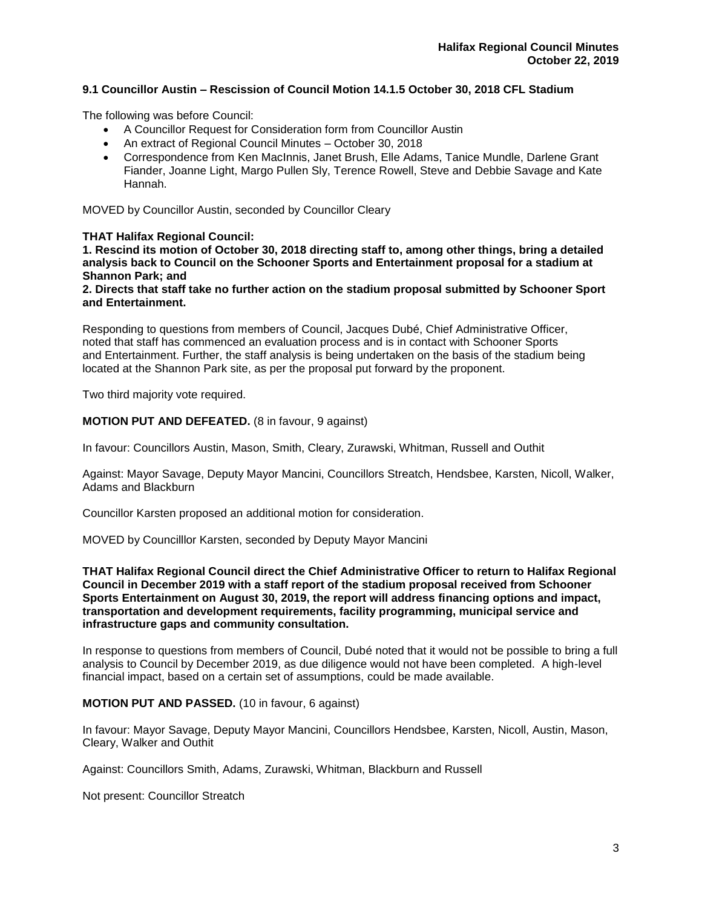### 9.1 Councillor Austin – Rescission of Council Motion 14.1.5 October 30, 2018 CFL Stadium

The following was before Council:

- A Councillor Request for Consideration form from Councillor Austin
- An extract of Regional Council Minutes – October 30, 2018
- Correspondence from Ken MacInnis, Janet Brush, Elle Adams, Tanice Mundle, Darlene Grant Fiander, Joanne Light, Margo Pullen Sly, Terence Rowell, Steve and Debbie Savage and Kate Hannah.

MOVED by Councillor Austin, seconded by Councillor Cleary

**THAT Halifax Regional Council:**
**1. Rescind its motion of October 30, 2018 directing staff to, among other things, bring a detailed analysis back to Council on the Schooner Sports and Entertainment proposal for a stadium at Shannon Park; and**
**2. Directs that staff take no further action on the stadium proposal submitted by Schooner Sport and Entertainment.**

Responding to questions from members of Council, Jacques Dubé, Chief Administrative Officer, noted that staff has commenced an evaluation process and is in contact with Schooner Sports and Entertainment. Further, the staff analysis is being undertaken on the basis of the stadium being located at the Shannon Park site, as per the proposal put forward by the proponent.

Two third majority vote required.

**MOTION PUT AND DEFEATED.** (8 in favour, 9 against)

In favour: Councillors Austin, Mason, Smith, Cleary, Zurawski, Whitman, Russell and Outhit

Against: Mayor Savage, Deputy Mayor Mancini, Councillors Streatch, Hendsbee, Karsten, Nicoll, Walker, Adams and Blackburn

Councillor Karsten proposed an additional motion for consideration.

MOVED by Councilllor Karsten, seconded by Deputy Mayor Mancini

**THAT Halifax Regional Council direct the Chief Administrative Officer to return to Halifax Regional Council in December 2019 with a staff report of the stadium proposal received from Schooner Sports Entertainment on August 30, 2019, the report will address financing options and impact, transportation and development requirements, facility programming, municipal service and infrastructure gaps and community consultation.**

In response to questions from members of Council, Dubé noted that it would not be possible to bring a full analysis to Council by December 2019, as due diligence would not have been completed. A high-level financial impact, based on a certain set of assumptions, could be made available.

**MOTION PUT AND PASSED.** (10 in favour, 6 against)

In favour: Mayor Savage, Deputy Mayor Mancini, Councillors Hendsbee, Karsten, Nicoll, Austin, Mason, Cleary, Walker and Outhit

Against: Councillors Smith, Adams, Zurawski, Whitman, Blackburn and Russell

Not present: Councillor Streatch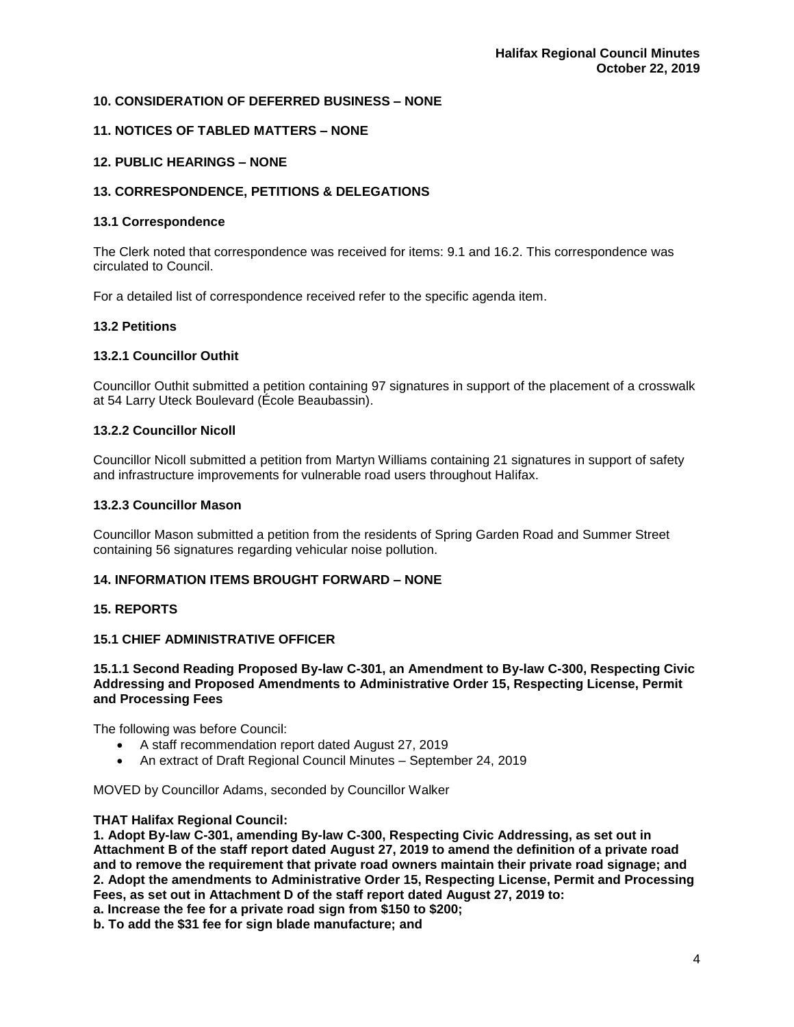## 10. CONSIDERATION OF DEFERRED BUSINESS – NONE

## 11. NOTICES OF TABLED MATTERS – NONE

## 12. PUBLIC HEARINGS – NONE

## 13. CORRESPONDENCE, PETITIONS & DELEGATIONS

### 13.1 Correspondence

The Clerk noted that correspondence was received for items: 9.1 and 16.2. This correspondence was circulated to Council.

For a detailed list of correspondence received refer to the specific agenda item.

### 13.2 Petitions

#### 13.2.1 Councillor Outhit

Councillor Outhit submitted a petition containing 97 signatures in support of the placement of a crosswalk at 54 Larry Uteck Boulevard (École Beaubassin).

#### 13.2.2 Councillor Nicoll

Councillor Nicoll submitted a petition from Martyn Williams containing 21 signatures in support of safety and infrastructure improvements for vulnerable road users throughout Halifax.

#### 13.2.3 Councillor Mason

Councillor Mason submitted a petition from the residents of Spring Garden Road and Summer Street containing 56 signatures regarding vehicular noise pollution.

## 14. INFORMATION ITEMS BROUGHT FORWARD – NONE

## 15. REPORTS

### 15.1 CHIEF ADMINISTRATIVE OFFICER

#### 15.1.1 Second Reading Proposed By-law C-301, an Amendment to By-law C-300, Respecting Civic Addressing and Proposed Amendments to Administrative Order 15, Respecting License, Permit and Processing Fees

The following was before Council:

- A staff recommendation report dated August 27, 2019
- An extract of Draft Regional Council Minutes – September 24, 2019

MOVED by Councillor Adams, seconded by Councillor Walker

**THAT Halifax Regional Council:**
**1. Adopt By-law C-301, amending By-law C-300, Respecting Civic Addressing, as set out in Attachment B of the staff report dated August 27, 2019 to amend the definition of a private road and to remove the requirement that private road owners maintain their private road signage; and**
**2. Adopt the amendments to Administrative Order 15, Respecting License, Permit and Processing Fees, as set out in Attachment D of the staff report dated August 27, 2019 to:**
**a. Increase the fee for a private road sign from $150 to $200;**
**b. To add the $31 fee for sign blade manufacture; and**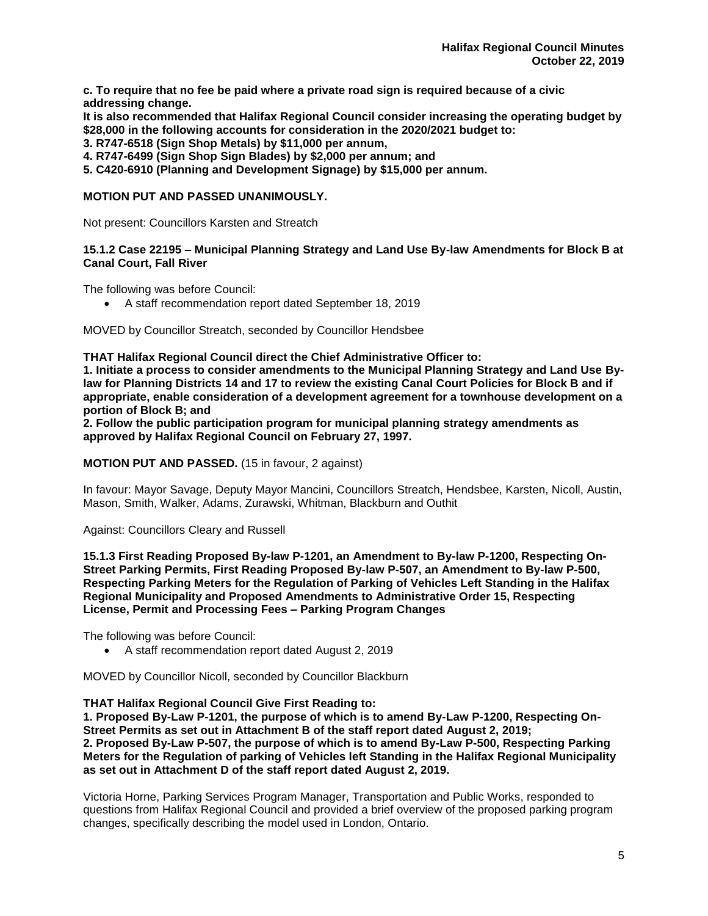**c. To require that no fee be paid where a private road sign is required because of a civic addressing change.**
**It is also recommended that Halifax Regional Council consider increasing the operating budget by $28,000 in the following accounts for consideration in the 2020/2021 budget to:**
**3. R747-6518 (Sign Shop Metals) by $11,000 per annum,**
**4. R747-6499 (Sign Shop Sign Blades) by $2,000 per annum; and**
**5. C420-6910 (Planning and Development Signage) by $15,000 per annum.**

**MOTION PUT AND PASSED UNANIMOUSLY.**

Not present: Councillors Karsten and Streatch

### 15.1.2 Case 22195 – Municipal Planning Strategy and Land Use By-law Amendments for Block B at Canal Court, Fall River

The following was before Council:

- A staff recommendation report dated September 18, 2019

MOVED by Councillor Streatch, seconded by Councillor Hendsbee

**THAT Halifax Regional Council direct the Chief Administrative Officer to:**
**1. Initiate a process to consider amendments to the Municipal Planning Strategy and Land Use By-law for Planning Districts 14 and 17 to review the existing Canal Court Policies for Block B and if appropriate, enable consideration of a development agreement for a townhouse development on a portion of Block B; and**
**2. Follow the public participation program for municipal planning strategy amendments as approved by Halifax Regional Council on February 27, 1997.**

**MOTION PUT AND PASSED.** (15 in favour, 2 against)

In favour: Mayor Savage, Deputy Mayor Mancini, Councillors Streatch, Hendsbee, Karsten, Nicoll, Austin, Mason, Smith, Walker, Adams, Zurawski, Whitman, Blackburn and Outhit

Against: Councillors Cleary and Russell

### 15.1.3 First Reading Proposed By-law P-1201, an Amendment to By-law P-1200, Respecting On-Street Parking Permits, First Reading Proposed By-law P-507, an Amendment to By-law P-500, Respecting Parking Meters for the Regulation of Parking of Vehicles Left Standing in the Halifax Regional Municipality and Proposed Amendments to Administrative Order 15, Respecting License, Permit and Processing Fees – Parking Program Changes

The following was before Council:

- A staff recommendation report dated August 2, 2019

MOVED by Councillor Nicoll, seconded by Councillor Blackburn

**THAT Halifax Regional Council Give First Reading to:**
**1. Proposed By-Law P-1201, the purpose of which is to amend By-Law P-1200, Respecting On-Street Permits as set out in Attachment B of the staff report dated August 2, 2019;**
**2. Proposed By-Law P-507, the purpose of which is to amend By-Law P-500, Respecting Parking Meters for the Regulation of parking of Vehicles left Standing in the Halifax Regional Municipality as set out in Attachment D of the staff report dated August 2, 2019.**

Victoria Horne, Parking Services Program Manager, Transportation and Public Works, responded to questions from Halifax Regional Council and provided a brief overview of the proposed parking program changes, specifically describing the model used in London, Ontario.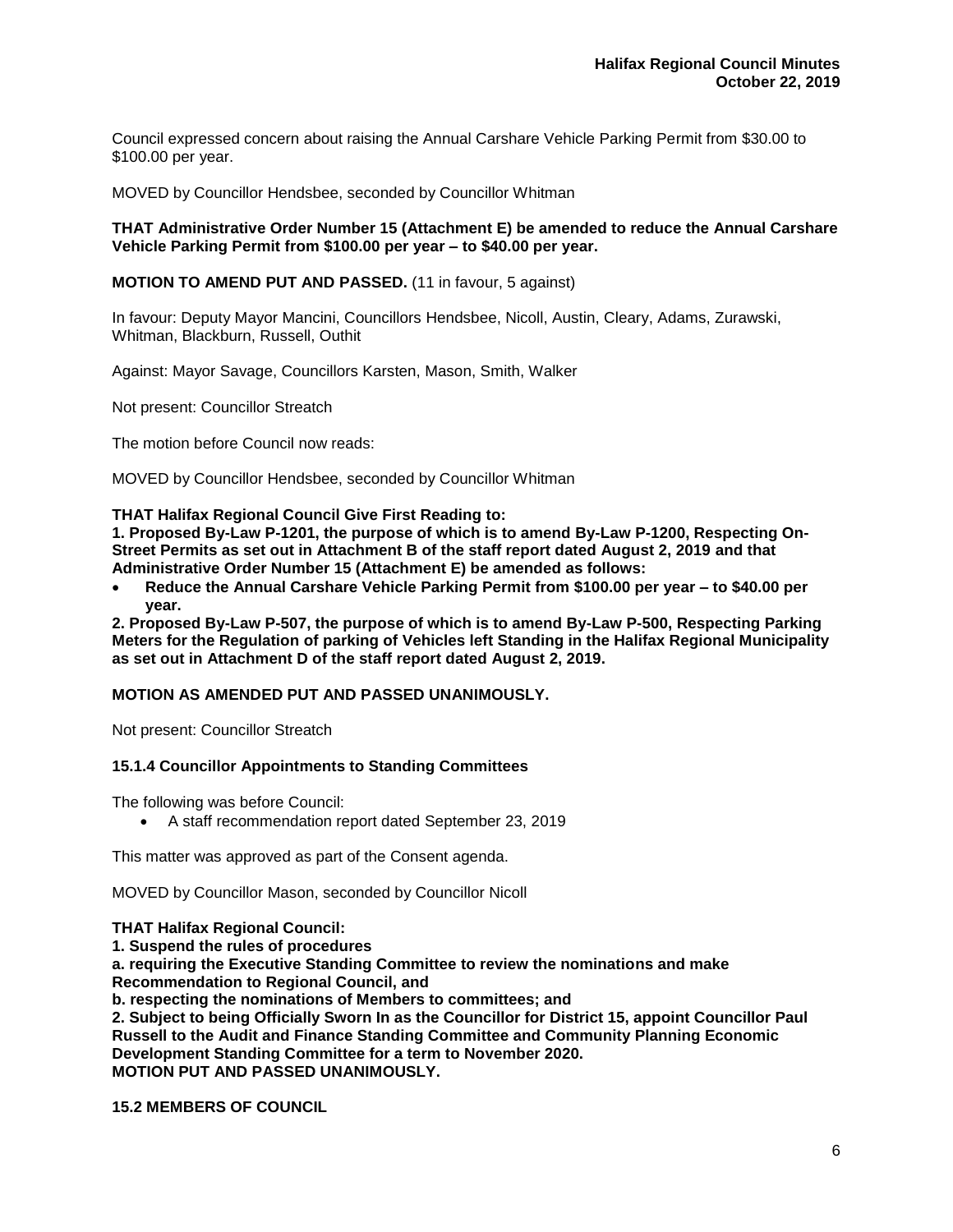Council expressed concern about raising the Annual Carshare Vehicle Parking Permit from $30.00 to $100.00 per year.

MOVED by Councillor Hendsbee, seconded by Councillor Whitman

**THAT Administrative Order Number 15 (Attachment E) be amended to reduce the Annual Carshare Vehicle Parking Permit from $100.00 per year – to $40.00 per year.**

**MOTION TO AMEND PUT AND PASSED.** (11 in favour, 5 against)

In favour: Deputy Mayor Mancini, Councillors Hendsbee, Nicoll, Austin, Cleary, Adams, Zurawski, Whitman, Blackburn, Russell, Outhit

Against: Mayor Savage, Councillors Karsten, Mason, Smith, Walker

Not present: Councillor Streatch

The motion before Council now reads:

MOVED by Councillor Hendsbee, seconded by Councillor Whitman

**THAT Halifax Regional Council Give First Reading to:**
**1. Proposed By-Law P-1201, the purpose of which is to amend By-Law P-1200, Respecting On-Street Permits as set out in Attachment B of the staff report dated August 2, 2019 and that Administrative Order Number 15 (Attachment E) be amended as follows:**

- **Reduce the Annual Carshare Vehicle Parking Permit from $100.00 per year – to $40.00 per year.**

**2. Proposed By-Law P-507, the purpose of which is to amend By-Law P-500, Respecting Parking Meters for the Regulation of parking of Vehicles left Standing in the Halifax Regional Municipality as set out in Attachment D of the staff report dated August 2, 2019.**

**MOTION AS AMENDED PUT AND PASSED UNANIMOUSLY.**

Not present: Councillor Streatch

### 15.1.4 Councillor Appointments to Standing Committees

The following was before Council:

- A staff recommendation report dated September 23, 2019

This matter was approved as part of the Consent agenda.

MOVED by Councillor Mason, seconded by Councillor Nicoll

**THAT Halifax Regional Council:**
**1. Suspend the rules of procedures**
**a. requiring the Executive Standing Committee to review the nominations and make Recommendation to Regional Council, and**
**b. respecting the nominations of Members to committees; and**
**2. Subject to being Officially Sworn In as the Councillor for District 15, appoint Councillor Paul Russell to the Audit and Finance Standing Committee and Community Planning Economic Development Standing Committee for a term to November 2020.**
**MOTION PUT AND PASSED UNANIMOUSLY.**

### 15.2 MEMBERS OF COUNCIL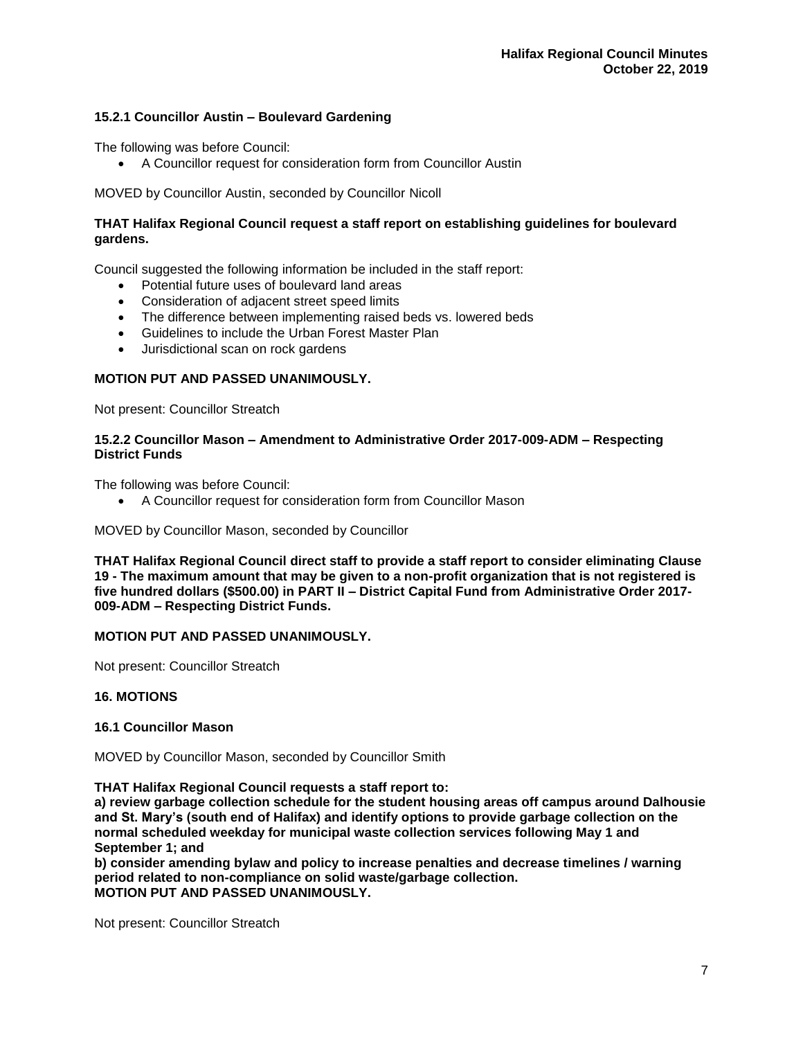### 15.2.1 Councillor Austin – Boulevard Gardening

The following was before Council:

- A Councillor request for consideration form from Councillor Austin

MOVED by Councillor Austin, seconded by Councillor Nicoll

**THAT Halifax Regional Council request a staff report on establishing guidelines for boulevard gardens.**

Council suggested the following information be included in the staff report:

- Potential future uses of boulevard land areas
- Consideration of adjacent street speed limits
- The difference between implementing raised beds vs. lowered beds
- Guidelines to include the Urban Forest Master Plan
- Jurisdictional scan on rock gardens

**MOTION PUT AND PASSED UNANIMOUSLY.**

Not present: Councillor Streatch

### 15.2.2 Councillor Mason – Amendment to Administrative Order 2017-009-ADM – Respecting District Funds

The following was before Council:

- A Councillor request for consideration form from Councillor Mason

MOVED by Councillor Mason, seconded by Councillor

**THAT Halifax Regional Council direct staff to provide a staff report to consider eliminating Clause 19 - The maximum amount that may be given to a non-profit organization that is not registered is five hundred dollars ($500.00) in PART II – District Capital Fund from Administrative Order 2017-009-ADM – Respecting District Funds.**

**MOTION PUT AND PASSED UNANIMOUSLY.**

Not present: Councillor Streatch

## 16. MOTIONS

### 16.1 Councillor Mason

MOVED by Councillor Mason, seconded by Councillor Smith

**THAT Halifax Regional Council requests a staff report to:**
**a) review garbage collection schedule for the student housing areas off campus around Dalhousie and St. Mary's (south end of Halifax) and identify options to provide garbage collection on the normal scheduled weekday for municipal waste collection services following May 1 and September 1; and**
**b) consider amending bylaw and policy to increase penalties and decrease timelines / warning period related to non-compliance on solid waste/garbage collection.**
**MOTION PUT AND PASSED UNANIMOUSLY.**

Not present: Councillor Streatch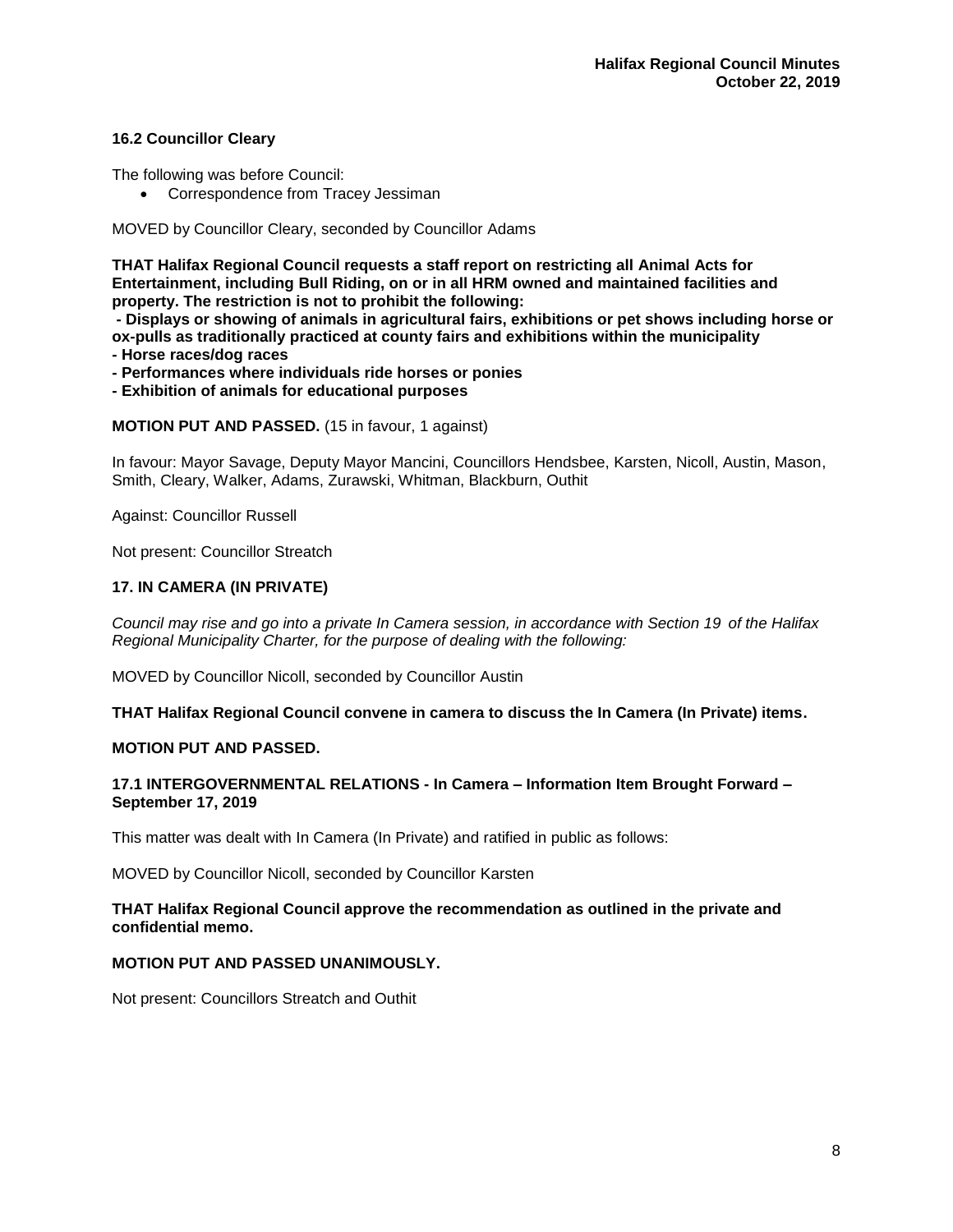### 16.2 Councillor Cleary

The following was before Council:

- Correspondence from Tracey Jessiman

MOVED by Councillor Cleary, seconded by Councillor Adams

**THAT Halifax Regional Council requests a staff report on restricting all Animal Acts for Entertainment, including Bull Riding, on or in all HRM owned and maintained facilities and property. The restriction is not to prohibit the following:**
**- Displays or showing of animals in agricultural fairs, exhibitions or pet shows including horse or ox-pulls as traditionally practiced at county fairs and exhibitions within the municipality**
**- Horse races/dog races**
**- Performances where individuals ride horses or ponies**
**- Exhibition of animals for educational purposes**

**MOTION PUT AND PASSED.** (15 in favour, 1 against)

In favour: Mayor Savage, Deputy Mayor Mancini, Councillors Hendsbee, Karsten, Nicoll, Austin, Mason, Smith, Cleary, Walker, Adams, Zurawski, Whitman, Blackburn, Outhit

Against: Councillor Russell

Not present: Councillor Streatch

### 17. IN CAMERA (IN PRIVATE)

*Council may rise and go into a private In Camera session, in accordance with Section 19 of the Halifax Regional Municipality Charter, for the purpose of dealing with the following:*

MOVED by Councillor Nicoll, seconded by Councillor Austin

**THAT Halifax Regional Council convene in camera to discuss the In Camera (In Private) items.**

**MOTION PUT AND PASSED.**

### 17.1 INTERGOVERNMENTAL RELATIONS - In Camera – Information Item Brought Forward – September 17, 2019

This matter was dealt with In Camera (In Private) and ratified in public as follows:

MOVED by Councillor Nicoll, seconded by Councillor Karsten

**THAT Halifax Regional Council approve the recommendation as outlined in the private and confidential memo.**

**MOTION PUT AND PASSED UNANIMOUSLY.**

Not present: Councillors Streatch and Outhit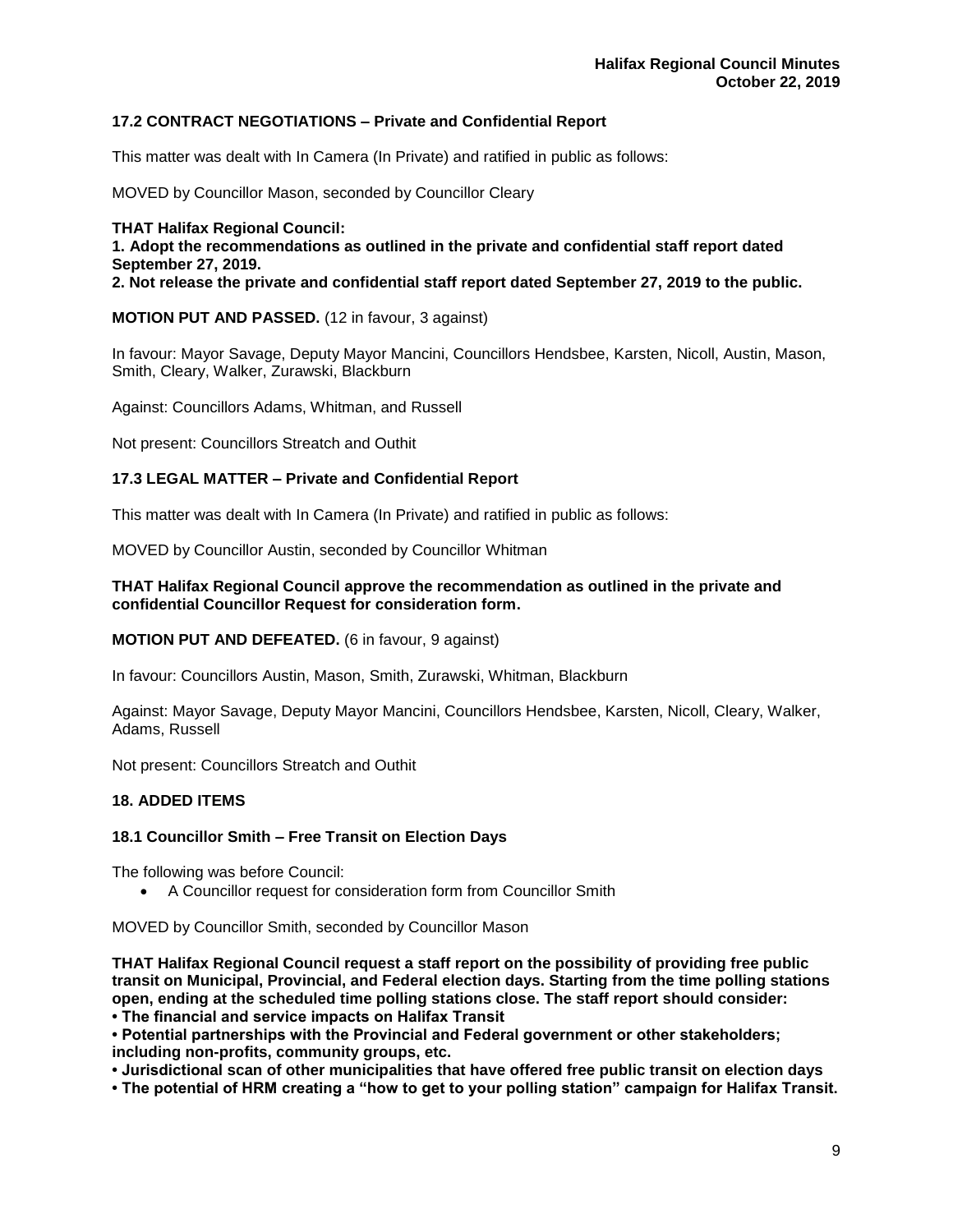### 17.2 CONTRACT NEGOTIATIONS – Private and Confidential Report

This matter was dealt with In Camera (In Private) and ratified in public as follows:

MOVED by Councillor Mason, seconded by Councillor Cleary

**THAT Halifax Regional Council:**
**1. Adopt the recommendations as outlined in the private and confidential staff report dated September 27, 2019.**
**2. Not release the private and confidential staff report dated September 27, 2019 to the public.**

**MOTION PUT AND PASSED.** (12 in favour, 3 against)

In favour: Mayor Savage, Deputy Mayor Mancini, Councillors Hendsbee, Karsten, Nicoll, Austin, Mason, Smith, Cleary, Walker, Zurawski, Blackburn

Against: Councillors Adams, Whitman, and Russell

Not present: Councillors Streatch and Outhit

### 17.3 LEGAL MATTER – Private and Confidential Report

This matter was dealt with In Camera (In Private) and ratified in public as follows:

MOVED by Councillor Austin, seconded by Councillor Whitman

**THAT Halifax Regional Council approve the recommendation as outlined in the private and confidential Councillor Request for consideration form.**

**MOTION PUT AND DEFEATED.** (6 in favour, 9 against)

In favour: Councillors Austin, Mason, Smith, Zurawski, Whitman, Blackburn

Against: Mayor Savage, Deputy Mayor Mancini, Councillors Hendsbee, Karsten, Nicoll, Cleary, Walker, Adams, Russell

Not present: Councillors Streatch and Outhit

## 18. ADDED ITEMS

### 18.1 Councillor Smith – Free Transit on Election Days

The following was before Council:

- A Councillor request for consideration form from Councillor Smith

MOVED by Councillor Smith, seconded by Councillor Mason

**THAT Halifax Regional Council request a staff report on the possibility of providing free public transit on Municipal, Provincial, and Federal election days. Starting from the time polling stations open, ending at the scheduled time polling stations close. The staff report should consider:**
**• The financial and service impacts on Halifax Transit**
**• Potential partnerships with the Provincial and Federal government or other stakeholders; including non-profits, community groups, etc.**
**• Jurisdictional scan of other municipalities that have offered free public transit on election days**
**• The potential of HRM creating a "how to get to your polling station" campaign for Halifax Transit.**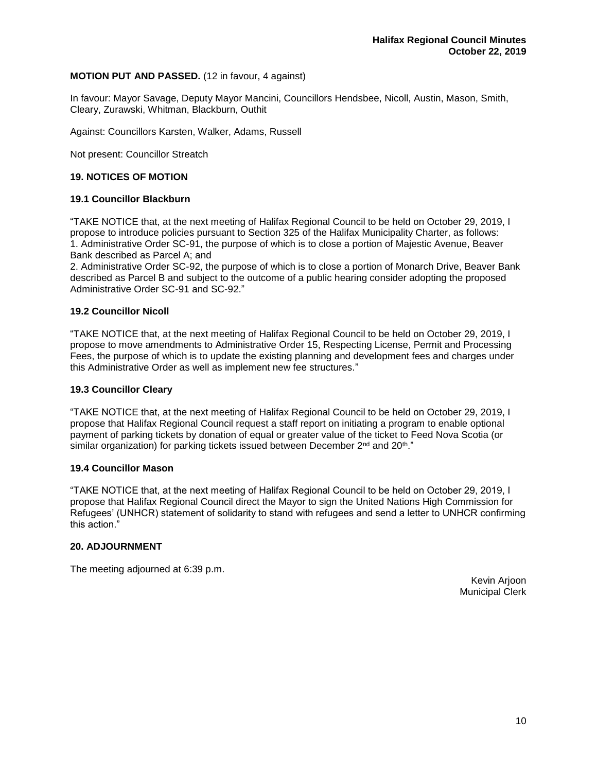**MOTION PUT AND PASSED.** (12 in favour, 4 against)

In favour: Mayor Savage, Deputy Mayor Mancini, Councillors Hendsbee, Nicoll, Austin, Mason, Smith, Cleary, Zurawski, Whitman, Blackburn, Outhit

Against: Councillors Karsten, Walker, Adams, Russell

Not present: Councillor Streatch

## 19. NOTICES OF MOTION

### 19.1 Councillor Blackburn

"TAKE NOTICE that, at the next meeting of Halifax Regional Council to be held on October 29, 2019, I propose to introduce policies pursuant to Section 325 of the Halifax Municipality Charter, as follows:
1. Administrative Order SC-91, the purpose of which is to close a portion of Majestic Avenue, Beaver Bank described as Parcel A; and
2. Administrative Order SC-92, the purpose of which is to close a portion of Monarch Drive, Beaver Bank described as Parcel B and subject to the outcome of a public hearing consider adopting the proposed Administrative Order SC-91 and SC-92."

### 19.2 Councillor Nicoll

"TAKE NOTICE that, at the next meeting of Halifax Regional Council to be held on October 29, 2019, I propose to move amendments to Administrative Order 15, Respecting License, Permit and Processing Fees, the purpose of which is to update the existing planning and development fees and charges under this Administrative Order as well as implement new fee structures."

### 19.3 Councillor Cleary

"TAKE NOTICE that, at the next meeting of Halifax Regional Council to be held on October 29, 2019, I propose that Halifax Regional Council request a staff report on initiating a program to enable optional payment of parking tickets by donation of equal or greater value of the ticket to Feed Nova Scotia (or similar organization) for parking tickets issued between December 2nd and 20th."

### 19.4 Councillor Mason

"TAKE NOTICE that, at the next meeting of Halifax Regional Council to be held on October 29, 2019, I propose that Halifax Regional Council direct the Mayor to sign the United Nations High Commission for Refugees' (UNHCR) statement of solidarity to stand with refugees and send a letter to UNHCR confirming this action."

## 20. ADJOURNMENT

The meeting adjourned at 6:39 p.m.

Kevin Arjoon
Municipal Clerk